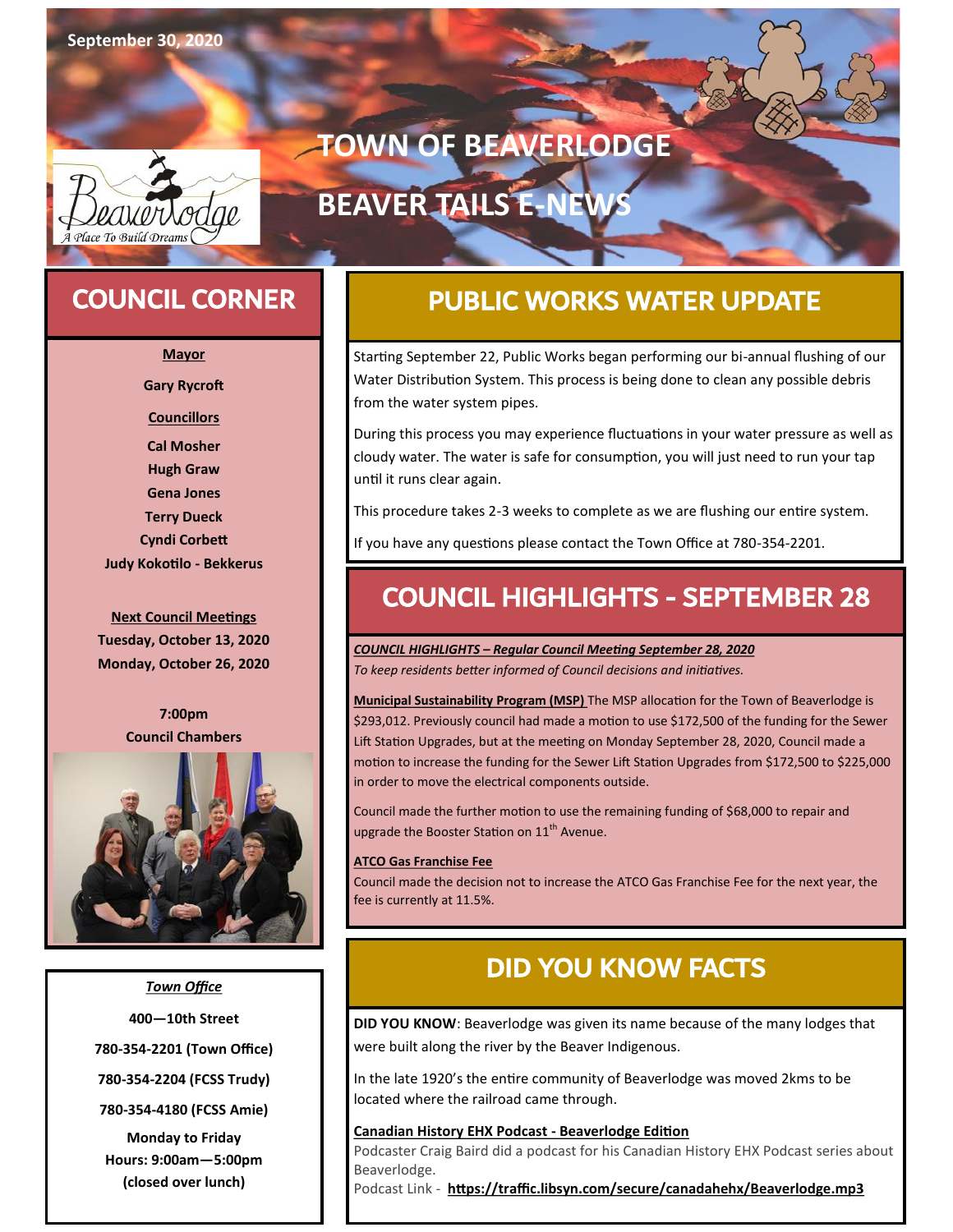September 30, 2020

# TOWN OF BEAVERLODGE

# BEAVER TAILS E-NEWS

Beaverlodge
A Place To Build Dreams

## COUNCIL CORNER

**Mayor**

**Gary Rycroft**

**Councillors**

**Cal Mosher**
**Hugh Graw**
**Gena Jones**
**Terry Dueck**
**Cyndi Corbett**
**Judy Kokotilo - Bekkerus**

**Next Council Meetings**
**Tuesday, October 13, 2020**
**Monday, October 26, 2020**

**7:00pm**
**Council Chambers**

***Town Office***

**400—10th Street**

**780-354-2201 (Town Office)**

**780-354-2204 (FCSS Trudy)**

**780-354-4180 (FCSS Amie)**

**Monday to Friday**
**Hours: 9:00am—5:00pm**
**(closed over lunch)**

## PUBLIC WORKS WATER UPDATE

Starting September 22, Public Works began performing our bi-annual flushing of our Water Distribution System. This process is being done to clean any possible debris from the water system pipes.

During this process you may experience fluctuations in your water pressure as well as cloudy water. The water is safe for consumption, you will just need to run your tap until it runs clear again.

This procedure takes 2-3 weeks to complete as we are flushing our entire system.

If you have any questions please contact the Town Office at 780-354-2201.

## COUNCIL HIGHLIGHTS - SEPTEMBER 28

***COUNCIL HIGHLIGHTS – Regular Council Meeting September 28, 2020***
*To keep residents better informed of Council decisions and initiatives.*

**Municipal Sustainability Program (MSP)** The MSP allocation for the Town of Beaverlodge is $293,012. Previously council had made a motion to use $172,500 of the funding for the Sewer Lift Station Upgrades, but at the meeting on Monday September 28, 2020, Council made a motion to increase the funding for the Sewer Lift Station Upgrades from $172,500 to $225,000 in order to move the electrical components outside.

Council made the further motion to use the remaining funding of $68,000 to repair and upgrade the Booster Station on 11th Avenue.

**ATCO Gas Franchise Fee**
Council made the decision not to increase the ATCO Gas Franchise Fee for the next year, the fee is currently at 11.5%.

## DID YOU KNOW FACTS

**DID YOU KNOW**: Beaverlodge was given its name because of the many lodges that were built along the river by the Beaver Indigenous.

In the late 1920's the entire community of Beaverlodge was moved 2kms to be located where the railroad came through.

**Canadian History EHX Podcast - Beaverlodge Edition**
Podcaster Craig Baird did a podcast for his Canadian History EHX Podcast series about Beaverlodge.
Podcast Link - **https://traffic.libsyn.com/secure/canadahehx/Beaverlodge.mp3**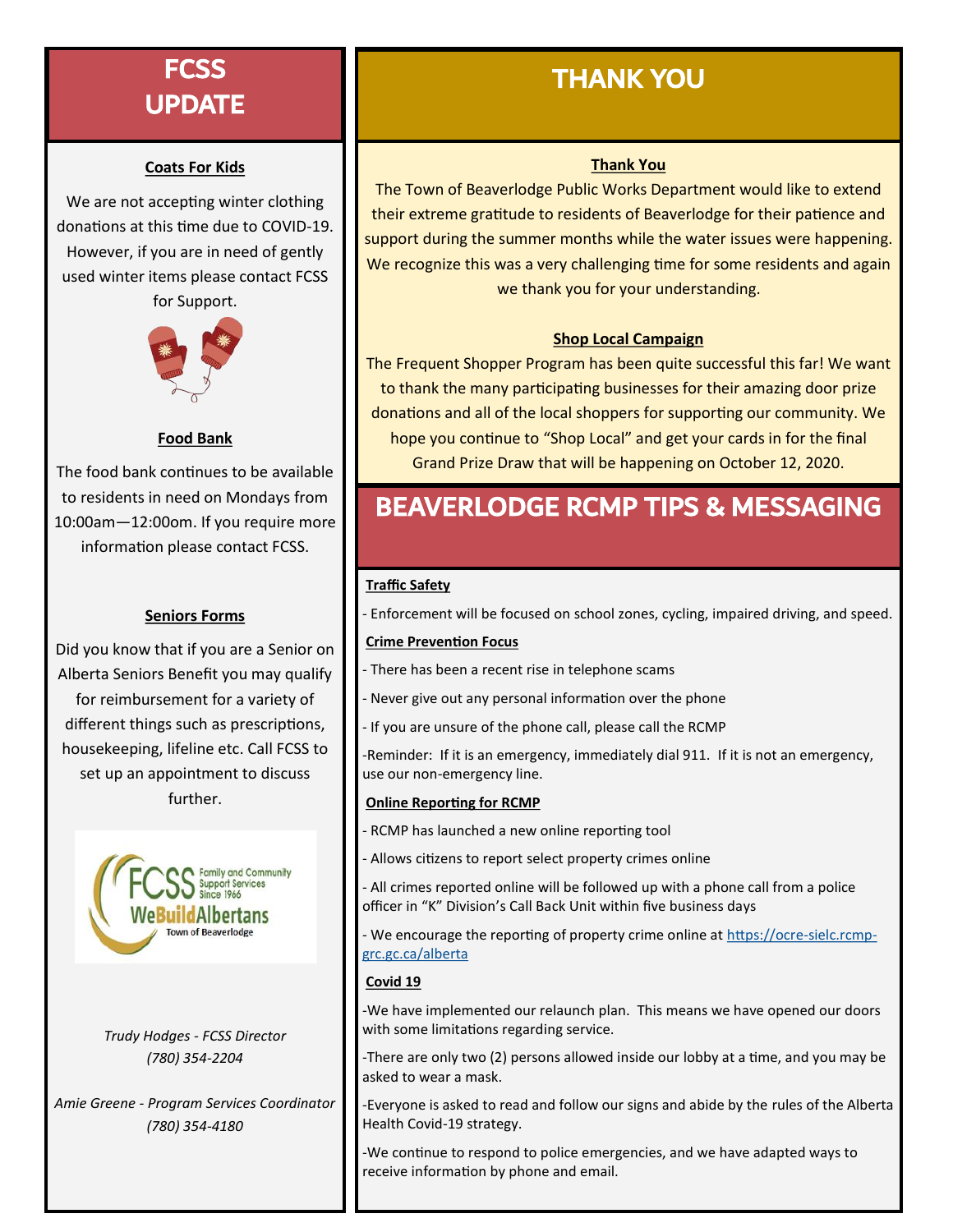# FCSS UPDATE

**Coats For Kids**

We are not accepting winter clothing donations at this time due to COVID-19. However, if you are in need of gently used winter items please contact FCSS for Support.

**Food Bank**

The food bank continues to be available to residents in need on Mondays from 10:00am—12:00om. If you require more information please contact FCSS.

**Seniors Forms**

Did you know that if you are a Senior on Alberta Seniors Benefit you may qualify for reimbursement for a variety of different things such as prescriptions, housekeeping, lifeline etc. Call FCSS to set up an appointment to discuss further.

FCSS Family and Community Support Services Since 1966
WeBuildAlbertans
Town of Beaverlodge

*Trudy Hodges - FCSS Director*
*(780) 354-2204*

*Amie Greene - Program Services Coordinator*
*(780) 354-4180*

# THANK YOU

**Thank You**

The Town of Beaverlodge Public Works Department would like to extend their extreme gratitude to residents of Beaverlodge for their patience and support during the summer months while the water issues were happening. We recognize this was a very challenging time for some residents and again we thank you for your understanding.

**Shop Local Campaign**

The Frequent Shopper Program has been quite successful this far! We want to thank the many participating businesses for their amazing door prize donations and all of the local shoppers for supporting our community. We hope you continue to "Shop Local" and get your cards in for the final Grand Prize Draw that will be happening on October 12, 2020.

# BEAVERLODGE RCMP TIPS & MESSAGING

**Traffic Safety**

- Enforcement will be focused on school zones, cycling, impaired driving, and speed.

**Crime Prevention Focus**

- There has been a recent rise in telephone scams
- Never give out any personal information over the phone
- If you are unsure of the phone call, please call the RCMP

-Reminder: If it is an emergency, immediately dial 911. If it is not an emergency, use our non-emergency line.

**Online Reporting for RCMP**

- RCMP has launched a new online reporting tool
- Allows citizens to report select property crimes online
- All crimes reported online will be followed up with a phone call from a police officer in "K" Division's Call Back Unit within five business days
- We encourage the reporting of property crime online at https://ocre-sielc.rcmp-grc.gc.ca/alberta

**Covid 19**

-We have implemented our relaunch plan. This means we have opened our doors with some limitations regarding service.

-There are only two (2) persons allowed inside our lobby at a time, and you may be asked to wear a mask.

-Everyone is asked to read and follow our signs and abide by the rules of the Alberta Health Covid-19 strategy.

-We continue to respond to police emergencies, and we have adapted ways to receive information by phone and email.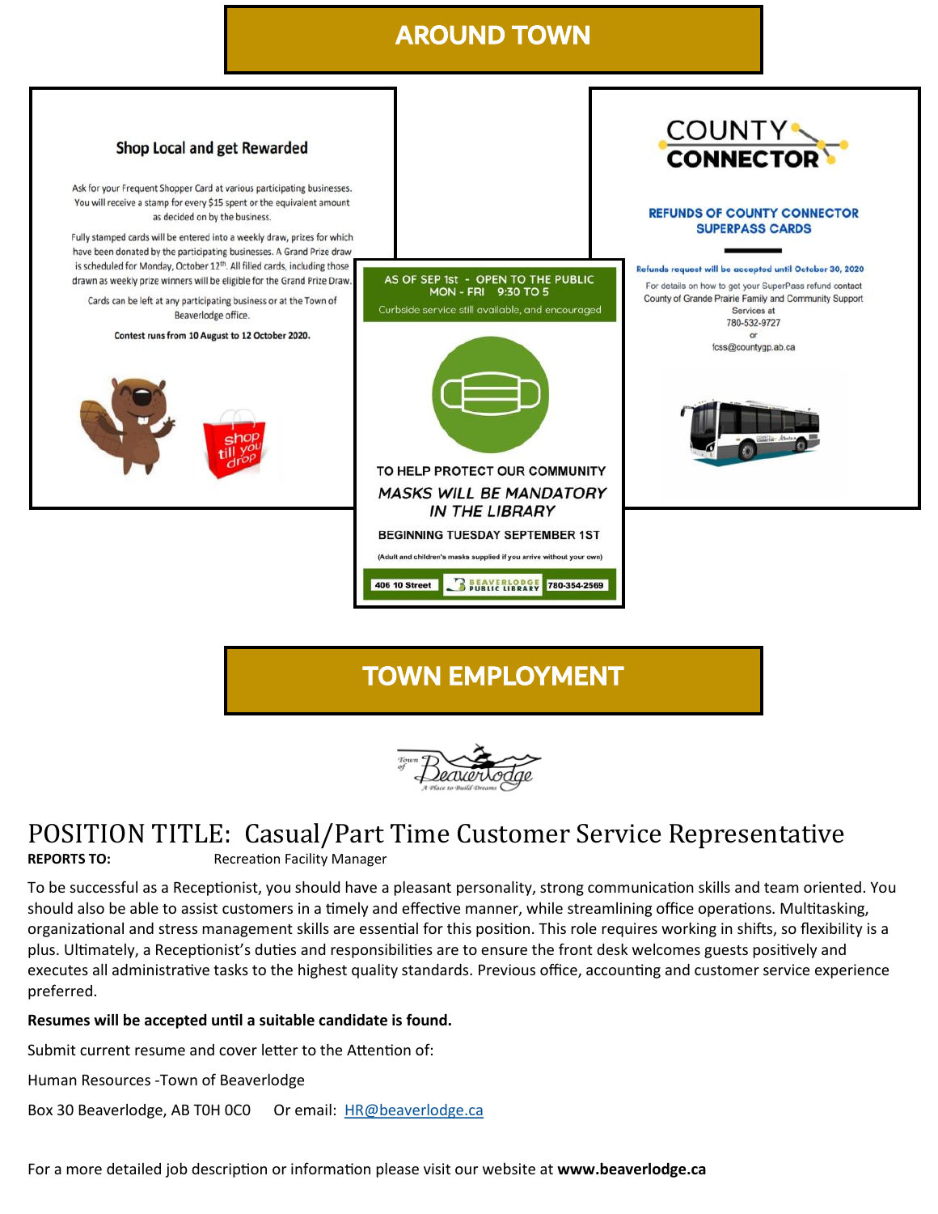# AROUND TOWN

## Shop Local and get Rewarded

Ask for your Frequent Shopper Card at various participating businesses. You will receive a stamp for every $15 spent or the equivalent amount as decided on by the business.

Fully stamped cards will be entered into a weekly draw, prizes for which have been donated by the participating businesses. A Grand Prize draw is scheduled for Monday, October 12th. All filled cards, including those drawn as weekly prize winners will be eligible for the Grand Prize Draw.

Cards can be left at any participating business or at the Town of Beaverlodge office.

**Contest runs from 10 August to 12 October 2020.**

shop till you drop

AS OF SEP 1st - OPEN TO THE PUBLIC
MON - FRI 9:30 TO 5

Curbside service still available, and encouraged

TO HELP PROTECT OUR COMMUNITY

*MASKS WILL BE MANDATORY IN THE LIBRARY*

BEGINNING TUESDAY SEPTEMBER 1ST

(Adult and children's masks supplied if you arrive without your own)

406 10 Street | BEAVERLODGE PUBLIC LIBRARY | 780-354-2569

COUNTY CONNECTOR

**REFUNDS OF COUNTY CONNECTOR SUPERPASS CARDS**

**Refunds request will be accepted until October 30, 2020**

For details on how to get your SuperPass refund contact County of Grande Prairie Family and Community Support Services at
780-532-9727
or
fcss@countygp.ab.ca

# TOWN EMPLOYMENT

Town of Beaverlodge — A Place to Build Dreams

## POSITION TITLE: Casual/Part Time Customer Service Representative

**REPORTS TO:** Recreation Facility Manager

To be successful as a Receptionist, you should have a pleasant personality, strong communication skills and team oriented. You should also be able to assist customers in a timely and effective manner, while streamlining office operations. Multitasking, organizational and stress management skills are essential for this position. This role requires working in shifts, so flexibility is a plus. Ultimately, a Receptionist's duties and responsibilities are to ensure the front desk welcomes guests positively and executes all administrative tasks to the highest quality standards. Previous office, accounting and customer service experience preferred.

**Resumes will be accepted until a suitable candidate is found.**

Submit current resume and cover letter to the Attention of:

Human Resources -Town of Beaverlodge

Box 30 Beaverlodge, AB T0H 0C0 Or email: HR@beaverlodge.ca

For a more detailed job description or information please visit our website at **www.beaverlodge.ca**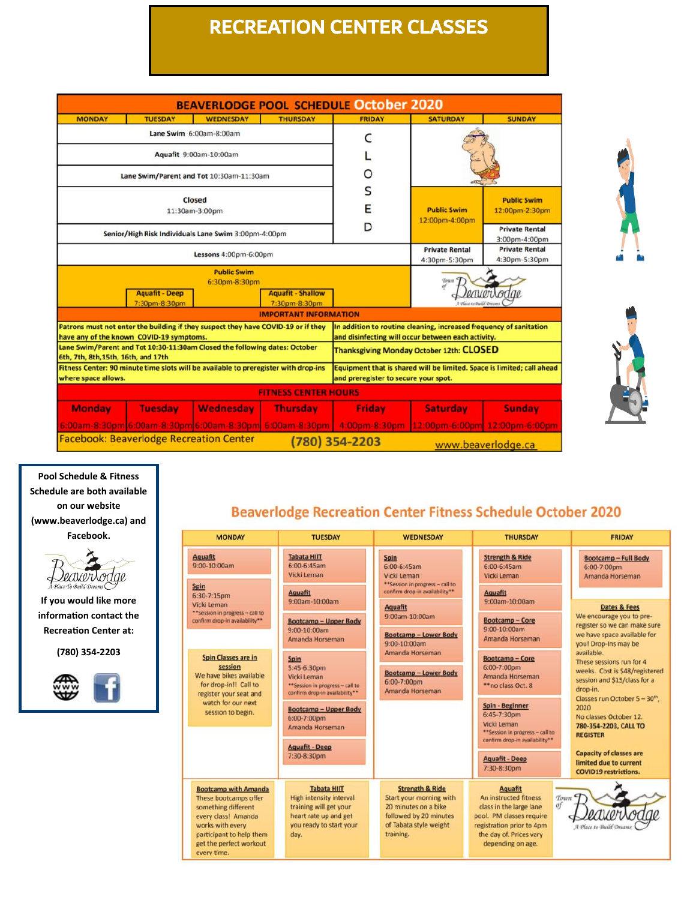# RECREATION CENTER CLASSES

## BEAVERLODGE POOL SCHEDULE October 2020

| MONDAY | TUESDAY | WEDNESDAY | THURSDAY | FRIDAY | SATURDAY | SUNDAY |
|---|---|---|---|---|---|---|
| Lane Swim 6:00am-8:00am | | | | CLOSED | | |
| Aquafit 9:00am-10:00am | | | | | | |
| Lane Swim/Parent and Tot 10:30am-11:30am | | | | | | |
| Closed 11:30am-3:00pm | | | | | Public Swim 12:00pm-4:00pm | Public Swim 12:00pm-2:30pm |
| Senior/High Risk Individuals Lane Swim 3:00pm-4:00pm | | | | | | Private Rental 3:00pm-4:00pm |
| Lessons 4:00pm-6:00pm | | | | | Private Rental 4:30pm-5:30pm | Private Rental 4:30pm-5:30pm |
| Public Swim 6:30pm-8:30pm | | | | | | |
| | Aquafit - Deep 7:30pm-8:30pm | | Aquafit - Shallow 7:30pm-8:30pm | | | |

### IMPORTANT INFORMATION

| | |
|---|---|
| Patrons must not enter the building if they suspect they have COVID-19 or if they have any of the known COVID-19 symptoms. | In addition to routine cleaning, increased frequency of sanitation and disinfecting will occur between each activity. |
| Lane Swim/Parent and Tot 10:30-11:30am Closed the following dates: October 6th, 7th, 8th, 15th, 16th, and 17th | Thanksgiving Monday October 12th: CLOSED |
| Fitness Center: 90 minute time slots will be available to preregister with drop-ins where space allows. | Equipment that is shared will be limited. Space is limited; call ahead and preregister to secure your spot. |

### FITNESS CENTER HOURS

| Monday | Tuesday | Wednesday | Thursday | Friday | Saturday | Sunday |
|---|---|---|---|---|---|---|
| 6:00am-8:30pm | 6:00am-8:30pm | 6:00am-8:30pm | 6:00am-8:30pm | 4:00pm-8:30pm | 12:00pm-6:00pm | 12:00pm-6:00pm |

Facebook: Beaverlodge Recreation Center | (780) 354-2203 | www.beaverlodge.ca

Pool Schedule & Fitness Schedule are both available on our website (www.beaverlodge.ca) and Facebook.

If you would like more information contact the Recreation Center at:

(780) 354-2203

## Beaverlodge Recreation Center Fitness Schedule October 2020

| MONDAY | TUESDAY | WEDNESDAY | THURSDAY | FRIDAY |
|---|---|---|---|---|
| **Aquafit** 9:00-10:00am | **Tabata HIIT** 6:00-6:45am Vicki Leman | **Spin** 6:00-6:45am Vicki Leman **Session in progress – call to confirm drop-in availability** | **Strength & Ride** 6:00-6:45am Vicki Leman | **Bootcamp – Full Body** 6:00-7:00pm Amanda Horseman |
| **Spin** 6:30-7:15pm Vicki Leman **Session in progress – call to confirm drop-in availability** | **Aquafit** 9:00am-10:00am | **Aquafit** 9:00am-10:00am | **Aquafit** 9:00am-10:00am | |
| | **Bootcamp – Upper Body** 9:00-10:00am Amanda Horseman | **Bootcamp – Lower Body** 9:00-10:00am Amanda Horseman | **Bootcamp – Core** 9:00-10:00am Amanda Horseman | |
| **Spin Classes are in session** We have bikes available for drop-in!! Call to register your seat and watch for our next session to begin. | **Spin** 5:45-6:30pm Vicki Leman **Session in progress – call to confirm drop-in availability** | **Bootcamp – Lower Body** 6:00-7:00pm Amanda Horseman | **Bootcamp – Core** 6:00-7:00pm Amanda Horseman **no class Oct. 8 | |
| | **Bootcamp – Upper Body** 6:00-7:00pm Amanda Horseman | | **Spin - Beginner** 6:45-7:30pm Vicki Leman **Session in progress – call to confirm drop-in availability** | |
| | **Aquafit - Deep** 7:30-8:30pm | | **Aquafit - Deep** 7:30-8:30pm | |

**Dates & Fees**

We encourage you to pre-register so we can make sure we have space available for you! Drop-Ins may be available.

These sessions run for 4 weeks. Cost is $48/registered session and $15/class for a drop-in.

Classes run October 5 – 30th, 2020

No classes October 12.

**780-354-2203, CALL TO REGISTER**

**Capacity of classes are limited due to current COVID19 restrictions.**

**Bootcamp with Amanda**
These bootcamps offer something different every class! Amanda works with every participant to help them get the perfect workout every time.

**Tabata HIIT**
High intensity interval training will get your heart rate up and get you ready to start your day.

**Strength & Ride**
Start your morning with 20 minutes on a bike followed by 20 minutes of Tabata style weight training.

**Aquafit**
An instructed fitness class in the large lane pool. PM classes require registration prior to 4pm the day of. Prices vary depending on age.